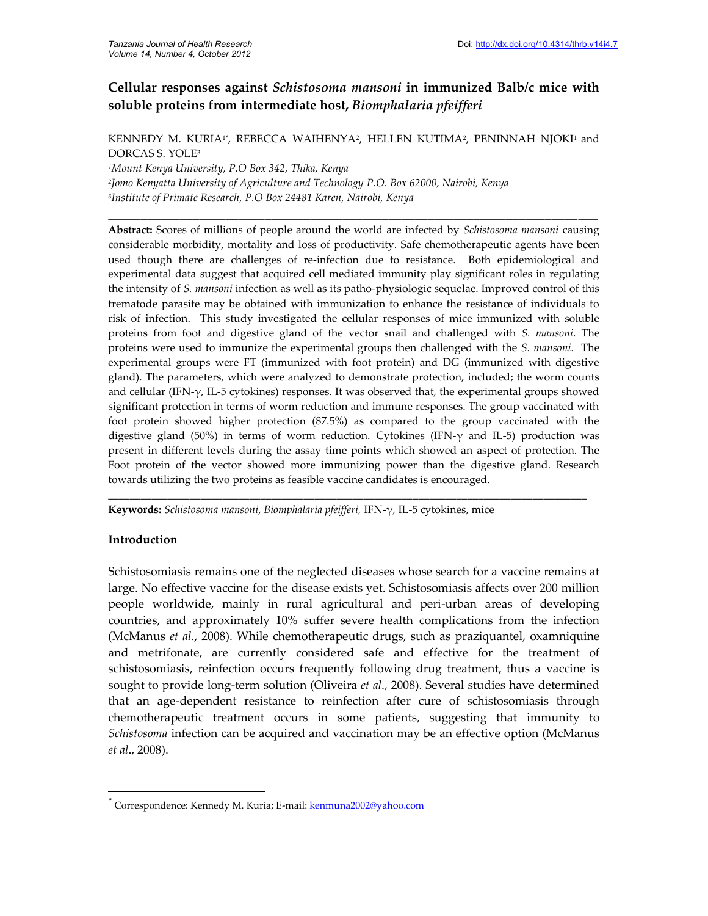# Cellular responses against *Schistosoma mansoni* in immunized Balb/c mice with soluble proteins from intermediate host, *Biomphalaria pfeifferi*

KENNEDY M. KURIA[1*], REBECCA WAIHENYA[2], HELLEN KUTIMA[2], PENINNAH NJOKI[1] and DORCAS S. YOLE[3]

[1]*Mount Kenya University, P.O Box 342, Thika, Kenya*
[2]*Jomo Kenyatta University of Agriculture and Technology P.O. Box 62000, Nairobi, Kenya*
[3]*Institute of Primate Research, P.O Box 24481 Karen, Nairobi, Kenya*

---

**Abstract:** Scores of millions of people around the world are infected by *Schistosoma mansoni* causing considerable morbidity, mortality and loss of productivity. Safe chemotherapeutic agents have been used though there are challenges of re-infection due to resistance. Both epidemiological and experimental data suggest that acquired cell mediated immunity play significant roles in regulating the intensity of *S. mansoni* infection as well as its patho-physiologic sequelae. Improved control of this trematode parasite may be obtained with immunization to enhance the resistance of individuals to risk of infection. This study investigated the cellular responses of mice immunized with soluble proteins from foot and digestive gland of the vector snail and challenged with *S. mansoni*. The proteins were used to immunize the experimental groups then challenged with the *S. mansoni*. The experimental groups were FT (immunized with foot protein) and DG (immunized with digestive gland). The parameters, which were analyzed to demonstrate protection, included; the worm counts and cellular (IFN-$\gamma$, IL-5 cytokines) responses. It was observed that, the experimental groups showed significant protection in terms of worm reduction and immune responses. The group vaccinated with foot protein showed higher protection (87.5%) as compared to the group vaccinated with the digestive gland (50%) in terms of worm reduction. Cytokines (IFN-$\gamma$ and IL-5) production was present in different levels during the assay time points which showed an aspect of protection. The Foot protein of the vector showed more immunizing power than the digestive gland. Research towards utilizing the two proteins as feasible vaccine candidates is encouraged.

---

**Keywords:** *Schistosoma mansoni*, *Biomphalaria pfeifferi*, IFN-$\gamma$, IL-5 cytokines, mice

## Introduction

Schistosomiasis remains one of the neglected diseases whose search for a vaccine remains at large. No effective vaccine for the disease exists yet. Schistosomiasis affects over 200 million people worldwide, mainly in rural agricultural and peri-urban areas of developing countries, and approximately 10% suffer severe health complications from the infection (McManus *et al*., 2008). While chemotherapeutic drugs, such as praziquantel, oxamniquine and metrifonate, are currently considered safe and effective for the treatment of schistosomiasis, reinfection occurs frequently following drug treatment, thus a vaccine is sought to provide long-term solution (Oliveira *et al*., 2008). Several studies have determined that an age-dependent resistance to reinfection after cure of schistosomiasis through chemotherapeutic treatment occurs in some patients, suggesting that immunity to *Schistosoma* infection can be acquired and vaccination may be an effective option (McManus *et al*., 2008).

---

[*] Correspondence: Kennedy M. Kuria; E-mail: kenmuna2002@yahoo.com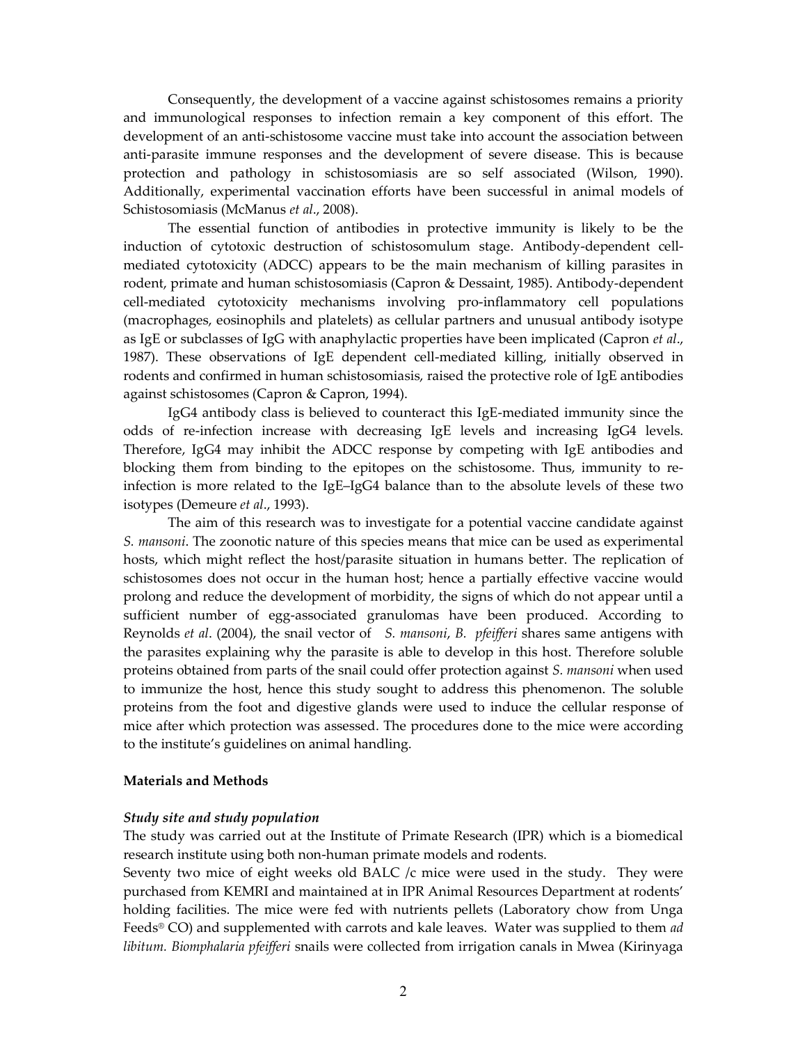Consequently, the development of a vaccine against schistosomes remains a priority and immunological responses to infection remain a key component of this effort. The development of an anti-schistosome vaccine must take into account the association between anti-parasite immune responses and the development of severe disease. This is because protection and pathology in schistosomiasis are so self associated (Wilson, 1990). Additionally, experimental vaccination efforts have been successful in animal models of Schistosomiasis (McManus *et al*., 2008).

The essential function of antibodies in protective immunity is likely to be the induction of cytotoxic destruction of schistosomulum stage. Antibody-dependent cell-mediated cytotoxicity (ADCC) appears to be the main mechanism of killing parasites in rodent, primate and human schistosomiasis (Capron & Dessaint, 1985). Antibody-dependent cell-mediated cytotoxicity mechanisms involving pro-inflammatory cell populations (macrophages, eosinophils and platelets) as cellular partners and unusual antibody isotype as IgE or subclasses of IgG with anaphylactic properties have been implicated (Capron *et al*., 1987). These observations of IgE dependent cell-mediated killing, initially observed in rodents and confirmed in human schistosomiasis, raised the protective role of IgE antibodies against schistosomes (Capron & Capron, 1994).

IgG4 antibody class is believed to counteract this IgE-mediated immunity since the odds of re-infection increase with decreasing IgE levels and increasing IgG4 levels. Therefore, IgG4 may inhibit the ADCC response by competing with IgE antibodies and blocking them from binding to the epitopes on the schistosome. Thus, immunity to re-infection is more related to the IgE–IgG4 balance than to the absolute levels of these two isotypes (Demeure *et al*., 1993).

The aim of this research was to investigate for a potential vaccine candidate against *S. mansoni*. The zoonotic nature of this species means that mice can be used as experimental hosts, which might reflect the host/parasite situation in humans better. The replication of schistosomes does not occur in the human host; hence a partially effective vaccine would prolong and reduce the development of morbidity, the signs of which do not appear until a sufficient number of egg-associated granulomas have been produced. According to Reynolds *et al*. (2004), the snail vector of *S. mansoni*, *B. pfeifferi* shares same antigens with the parasites explaining why the parasite is able to develop in this host. Therefore soluble proteins obtained from parts of the snail could offer protection against *S. mansoni* when used to immunize the host, hence this study sought to address this phenomenon. The soluble proteins from the foot and digestive glands were used to induce the cellular response of mice after which protection was assessed. The procedures done to the mice were according to the institute's guidelines on animal handling.

## Materials and Methods

### *Study site and study population*

The study was carried out at the Institute of Primate Research (IPR) which is a biomedical research institute using both non-human primate models and rodents.

Seventy two mice of eight weeks old BALC /c mice were used in the study. They were purchased from KEMRI and maintained at in IPR Animal Resources Department at rodents' holding facilities. The mice were fed with nutrients pellets (Laboratory chow from Unga Feeds® CO) and supplemented with carrots and kale leaves. Water was supplied to them *ad libitum. Biomphalaria pfeifferi* snails were collected from irrigation canals in Mwea (Kirinyaga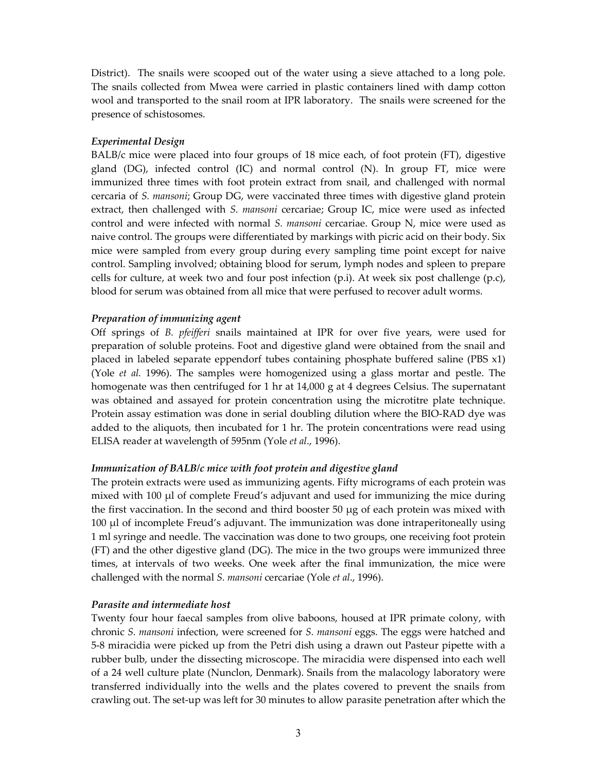District). The snails were scooped out of the water using a sieve attached to a long pole. The snails collected from Mwea were carried in plastic containers lined with damp cotton wool and transported to the snail room at IPR laboratory. The snails were screened for the presence of schistosomes.

***Experimental Design***

BALB/c mice were placed into four groups of 18 mice each, of foot protein (FT), digestive gland (DG), infected control (IC) and normal control (N). In group FT, mice were immunized three times with foot protein extract from snail, and challenged with normal cercaria of *S. mansoni*; Group DG, were vaccinated three times with digestive gland protein extract, then challenged with *S. mansoni* cercariae; Group IC, mice were used as infected control and were infected with normal *S. mansoni* cercariae. Group N, mice were used as naive control. The groups were differentiated by markings with picric acid on their body. Six mice were sampled from every group during every sampling time point except for naive control. Sampling involved; obtaining blood for serum, lymph nodes and spleen to prepare cells for culture, at week two and four post infection (p.i). At week six post challenge (p.c), blood for serum was obtained from all mice that were perfused to recover adult worms.

***Preparation of immunizing agent***

Off springs of *B. pfeifferi* snails maintained at IPR for over five years, were used for preparation of soluble proteins. Foot and digestive gland were obtained from the snail and placed in labeled separate eppendorf tubes containing phosphate buffered saline (PBS x1) (Yole *et al.* 1996). The samples were homogenized using a glass mortar and pestle. The homogenate was then centrifuged for 1 hr at 14,000 g at 4 degrees Celsius. The supernatant was obtained and assayed for protein concentration using the microtitre plate technique. Protein assay estimation was done in serial doubling dilution where the BIO-RAD dye was added to the aliquots, then incubated for 1 hr. The protein concentrations were read using ELISA reader at wavelength of 595nm (Yole *et al*., 1996).

***Immunization of BALB/c mice with foot protein and digestive gland***

The protein extracts were used as immunizing agents. Fifty micrograms of each protein was mixed with 100 μl of complete Freud's adjuvant and used for immunizing the mice during the first vaccination. In the second and third booster 50 μg of each protein was mixed with 100 μl of incomplete Freud's adjuvant. The immunization was done intraperitoneally using 1 ml syringe and needle. The vaccination was done to two groups, one receiving foot protein (FT) and the other digestive gland (DG). The mice in the two groups were immunized three times, at intervals of two weeks. One week after the final immunization, the mice were challenged with the normal *S. mansoni* cercariae (Yole *et al*., 1996).

***Parasite and intermediate host***

Twenty four hour faecal samples from olive baboons, housed at IPR primate colony, with chronic *S. mansoni* infection, were screened for *S. mansoni* eggs. The eggs were hatched and 5-8 miracidia were picked up from the Petri dish using a drawn out Pasteur pipette with a rubber bulb, under the dissecting microscope. The miracidia were dispensed into each well of a 24 well culture plate (Nunclon, Denmark). Snails from the malacology laboratory were transferred individually into the wells and the plates covered to prevent the snails from crawling out. The set-up was left for 30 minutes to allow parasite penetration after which the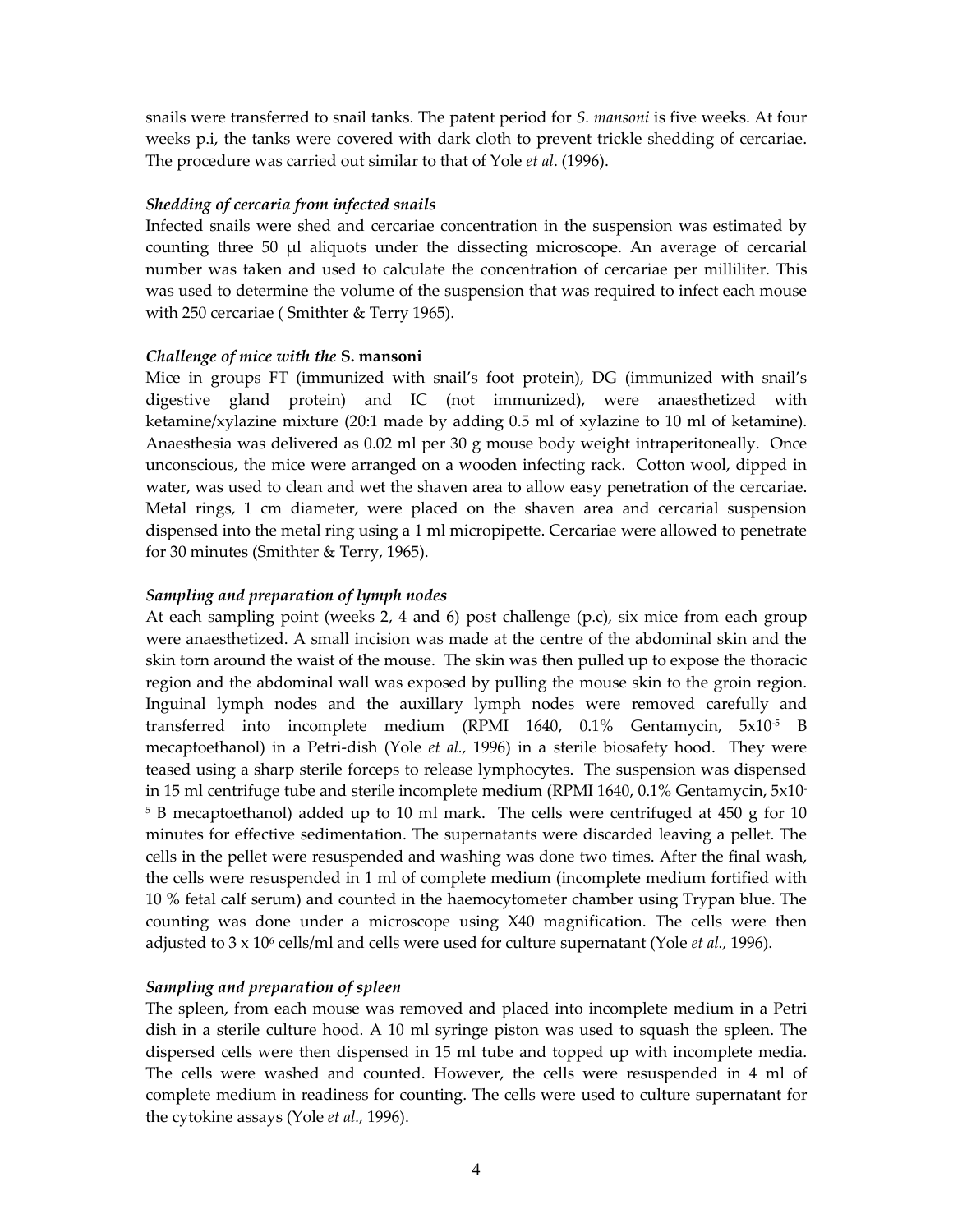snails were transferred to snail tanks. The patent period for *S. mansoni* is five weeks. At four weeks p.i, the tanks were covered with dark cloth to prevent trickle shedding of cercariae. The procedure was carried out similar to that of Yole *et al*. (1996).

### *Shedding of cercaria from infected snails*

Infected snails were shed and cercariae concentration in the suspension was estimated by counting three 50 μl aliquots under the dissecting microscope. An average of cercarial number was taken and used to calculate the concentration of cercariae per milliliter. This was used to determine the volume of the suspension that was required to infect each mouse with 250 cercariae ( Smithter & Terry 1965).

### *Challenge of mice with the* **S. mansoni**

Mice in groups FT (immunized with snail's foot protein), DG (immunized with snail's digestive gland protein) and IC (not immunized), were anaesthetized with ketamine/xylazine mixture (20:1 made by adding 0.5 ml of xylazine to 10 ml of ketamine). Anaesthesia was delivered as 0.02 ml per 30 g mouse body weight intraperitoneally. Once unconscious, the mice were arranged on a wooden infecting rack. Cotton wool, dipped in water, was used to clean and wet the shaven area to allow easy penetration of the cercariae. Metal rings, 1 cm diameter, were placed on the shaven area and cercarial suspension dispensed into the metal ring using a 1 ml micropipette. Cercariae were allowed to penetrate for 30 minutes (Smithter & Terry, 1965).

### *Sampling and preparation of lymph nodes*

At each sampling point (weeks 2, 4 and 6) post challenge (p.c), six mice from each group were anaesthetized. A small incision was made at the centre of the abdominal skin and the skin torn around the waist of the mouse. The skin was then pulled up to expose the thoracic region and the abdominal wall was exposed by pulling the mouse skin to the groin region. Inguinal lymph nodes and the auxillary lymph nodes were removed carefully and transferred into incomplete medium (RPMI 1640, 0.1% Gentamycin, $5x10^{-5}$ B mecaptoethanol) in a Petri-dish (Yole *et al.,* 1996) in a sterile biosafety hood. They were teased using a sharp sterile forceps to release lymphocytes. The suspension was dispensed in 15 ml centrifuge tube and sterile incomplete medium (RPMI 1640, 0.1% Gentamycin, $5x10^{-5}$ B mecaptoethanol) added up to 10 ml mark. The cells were centrifuged at 450 g for 10 minutes for effective sedimentation. The supernatants were discarded leaving a pellet. The cells in the pellet were resuspended and washing was done two times. After the final wash, the cells were resuspended in 1 ml of complete medium (incomplete medium fortified with 10 % fetal calf serum) and counted in the haemocytometer chamber using Trypan blue. The counting was done under a microscope using X40 magnification. The cells were then adjusted to $3 \times 10^6$ cells/ml and cells were used for culture supernatant (Yole *et al.,* 1996).

### *Sampling and preparation of spleen*

The spleen, from each mouse was removed and placed into incomplete medium in a Petri dish in a sterile culture hood. A 10 ml syringe piston was used to squash the spleen. The dispersed cells were then dispensed in 15 ml tube and topped up with incomplete media. The cells were washed and counted. However, the cells were resuspended in 4 ml of complete medium in readiness for counting. The cells were used to culture supernatant for the cytokine assays (Yole *et al.,* 1996).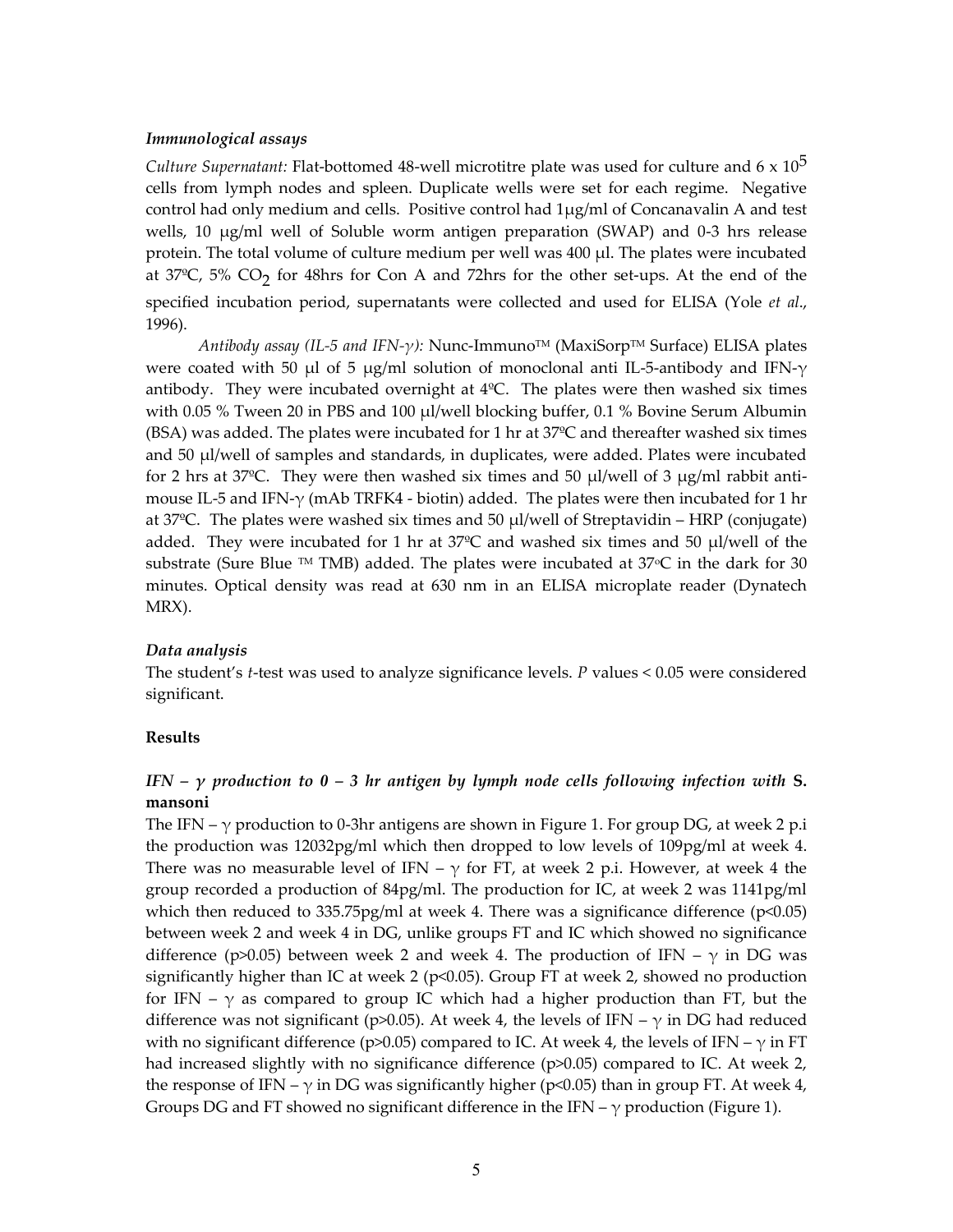### *Immunological assays*

*Culture Supernatant:* Flat-bottomed 48-well microtitre plate was used for culture and 6 x $10^5$ cells from lymph nodes and spleen. Duplicate wells were set for each regime. Negative control had only medium and cells. Positive control had 1μg/ml of Concanavalin A and test wells, 10 μg/ml well of Soluble worm antigen preparation (SWAP) and 0-3 hrs release protein. The total volume of culture medium per well was 400 μl. The plates were incubated at 37ºC, 5% $CO_2$ for 48hrs for Con A and 72hrs for the other set-ups. At the end of the specified incubation period, supernatants were collected and used for ELISA (Yole *et al*., 1996).

*Antibody assay (IL-5 and IFN-γ):* Nunc-Immuno™ (MaxiSorp™ Surface) ELISA plates were coated with 50 μl of 5 μg/ml solution of monoclonal anti IL-5-antibody and IFN-γ antibody. They were incubated overnight at 4ºC. The plates were then washed six times with 0.05 % Tween 20 in PBS and 100 μl/well blocking buffer, 0.1 % Bovine Serum Albumin (BSA) was added. The plates were incubated for 1 hr at 37ºC and thereafter washed six times and 50 μl/well of samples and standards, in duplicates, were added. Plates were incubated for 2 hrs at 37ºC. They were then washed six times and 50 μl/well of 3 μg/ml rabbit anti-mouse IL-5 and IFN-γ (mAb TRFK4 - biotin) added. The plates were then incubated for 1 hr at 37ºC. The plates were washed six times and 50 μl/well of Streptavidin – HRP (conjugate) added. They were incubated for 1 hr at 37ºC and washed six times and 50 μl/well of the substrate (Sure Blue ™ TMB) added. The plates were incubated at 37ºC in the dark for 30 minutes. Optical density was read at 630 nm in an ELISA microplate reader (Dynatech MRX).

### *Data analysis*

The student's *t*-test was used to analyze significance levels. *P* values < 0.05 were considered significant.

## Results

### *IFN – γ production to 0 – 3 hr antigen by lymph node cells following infection with* S. mansoni

The IFN – γ production to 0-3hr antigens are shown in Figure 1. For group DG, at week 2 p.i the production was 12032pg/ml which then dropped to low levels of 109pg/ml at week 4. There was no measurable level of IFN – γ for FT, at week 2 p.i. However, at week 4 the group recorded a production of 84pg/ml. The production for IC, at week 2 was 1141pg/ml which then reduced to 335.75pg/ml at week 4. There was a significance difference ($p<0.05$) between week 2 and week 4 in DG, unlike groups FT and IC which showed no significance difference ($p>0.05$) between week 2 and week 4. The production of IFN – γ in DG was significantly higher than IC at week 2 ($p<0.05$). Group FT at week 2, showed no production for IFN – γ as compared to group IC which had a higher production than FT, but the difference was not significant ($p>0.05$). At week 4, the levels of IFN – γ in DG had reduced with no significant difference ($p>0.05$) compared to IC. At week 4, the levels of IFN – γ in FT had increased slightly with no significance difference ($p>0.05$) compared to IC. At week 2, the response of IFN – γ in DG was significantly higher ($p<0.05$) than in group FT. At week 4, Groups DG and FT showed no significant difference in the IFN – γ production (Figure 1).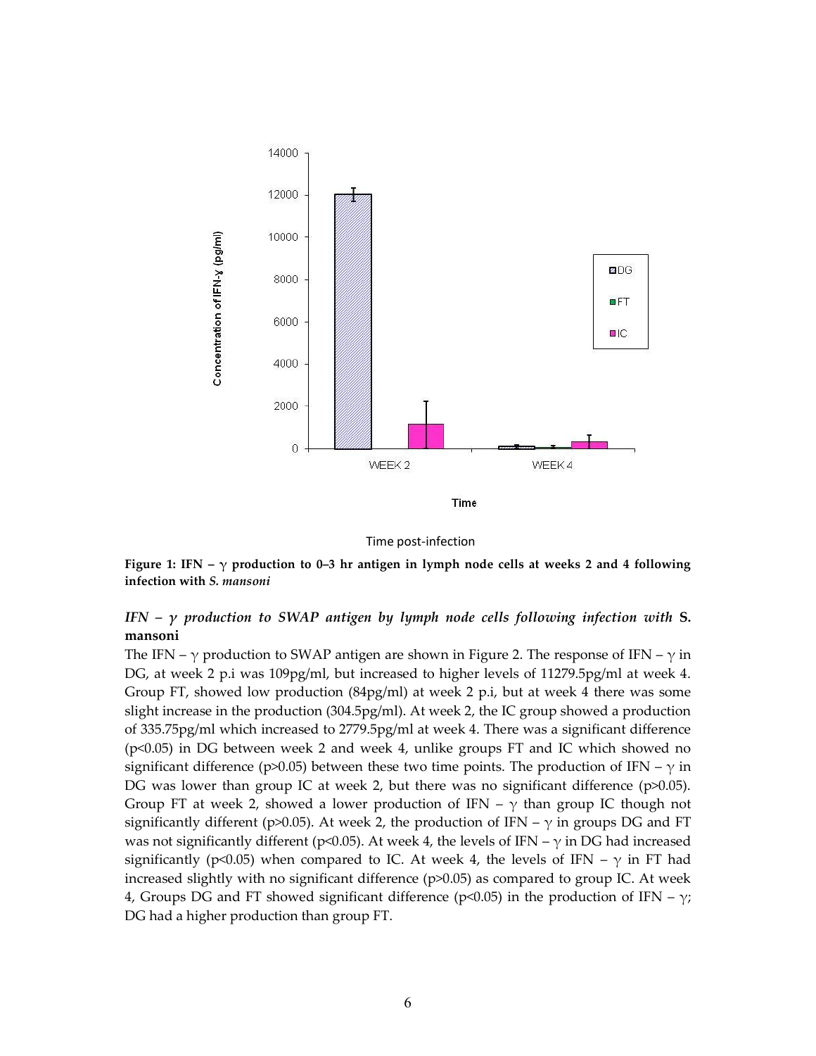Time post-infection

**Figure 1: IFN – γ production to 0–3 hr antigen in lymph node cells at weeks 2 and 4 following infection with *S. mansoni***

### *IFN – γ production to SWAP antigen by lymph node cells following infection with* **S. mansoni**

The IFN – γ production to SWAP antigen are shown in Figure 2. The response of IFN – γ in DG, at week 2 p.i was 109pg/ml, but increased to higher levels of 11279.5pg/ml at week 4. Group FT, showed low production (84pg/ml) at week 2 p.i, but at week 4 there was some slight increase in the production (304.5pg/ml). At week 2, the IC group showed a production of 335.75pg/ml which increased to 2779.5pg/ml at week 4. There was a significant difference ($p<0.05$) in DG between week 2 and week 4, unlike groups FT and IC which showed no significant difference ($p>0.05$) between these two time points. The production of IFN – γ in DG was lower than group IC at week 2, but there was no significant difference ($p>0.05$). Group FT at week 2, showed a lower production of IFN – γ than group IC though not significantly different ($p>0.05$). At week 2, the production of IFN – γ in groups DG and FT was not significantly different ($p<0.05$). At week 4, the levels of IFN – γ in DG had increased significantly ($p<0.05$) when compared to IC. At week 4, the levels of IFN – γ in FT had increased slightly with no significant difference ($p>0.05$) as compared to group IC. At week 4, Groups DG and FT showed significant difference ($p<0.05$) in the production of IFN – γ; DG had a higher production than group FT.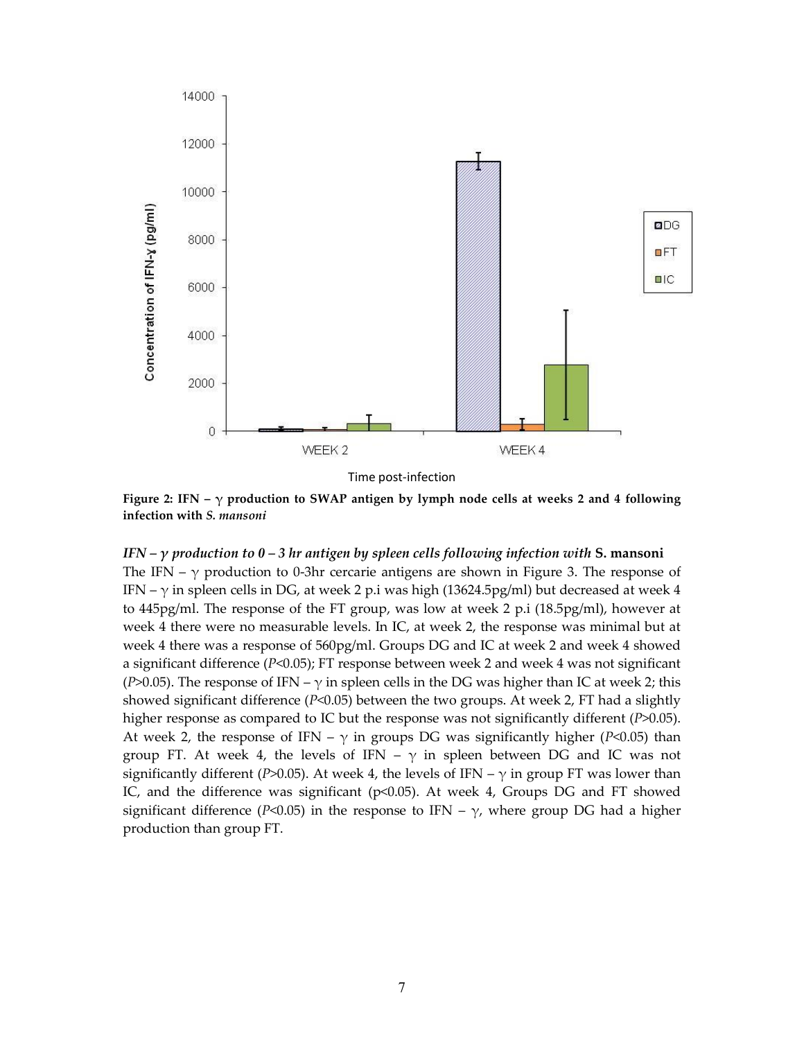**Figure 2: IFN – $\gamma$ production to SWAP antigen by lymph node cells at weeks 2 and 4 following infection with *S. mansoni***

***IFN – $\gamma$ production to 0 – 3 hr antigen by spleen cells following infection with* S. mansoni**

The IFN – $\gamma$ production to 0-3hr cercarie antigens are shown in Figure 3. The response of IFN – $\gamma$ in spleen cells in DG, at week 2 p.i was high (13624.5pg/ml) but decreased at week 4 to 445pg/ml. The response of the FT group, was low at week 2 p.i (18.5pg/ml), however at week 4 there were no measurable levels. In IC, at week 2, the response was minimal but at week 4 there was a response of 560pg/ml. Groups DG and IC at week 2 and week 4 showed a significant difference ($P<0.05$); FT response between week 2 and week 4 was not significant ($P>0.05$). The response of IFN – $\gamma$ in spleen cells in the DG was higher than IC at week 2; this showed significant difference ($P<0.05$) between the two groups. At week 2, FT had a slightly higher response as compared to IC but the response was not significantly different ($P>0.05$). At week 2, the response of IFN – $\gamma$ in groups DG was significantly higher ($P<0.05$) than group FT. At week 4, the levels of IFN – $\gamma$ in spleen between DG and IC was not significantly different ($P>0.05$). At week 4, the levels of IFN – $\gamma$ in group FT was lower than IC, and the difference was significant ($p<0.05$). At week 4, Groups DG and FT showed significant difference ($P<0.05$) in the response to IFN – $\gamma$, where group DG had a higher production than group FT.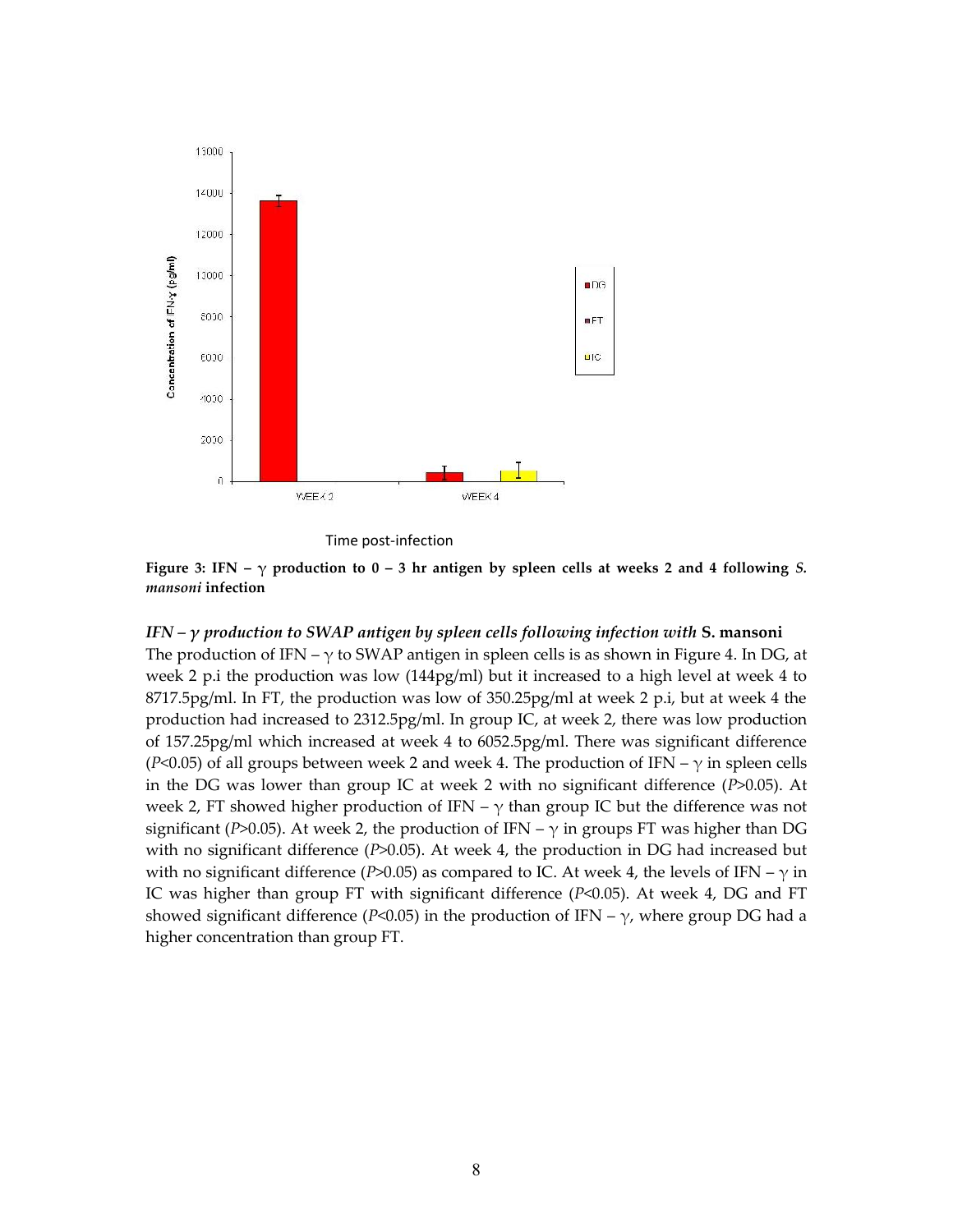Time post-infection

**Figure 3: IFN – γ production to 0 – 3 hr antigen by spleen cells at weeks 2 and 4 following *S. mansoni* infection**

***IFN – γ production to SWAP antigen by spleen cells following infection with* S. mansoni**

The production of IFN – γ to SWAP antigen in spleen cells is as shown in Figure 4. In DG, at week 2 p.i the production was low (144pg/ml) but it increased to a high level at week 4 to 8717.5pg/ml. In FT, the production was low of 350.25pg/ml at week 2 p.i, but at week 4 the production had increased to 2312.5pg/ml. In group IC, at week 2, there was low production of 157.25pg/ml which increased at week 4 to 6052.5pg/ml. There was significant difference ($P$<0.05) of all groups between week 2 and week 4. The production of IFN – γ in spleen cells in the DG was lower than group IC at week 2 with no significant difference ($P$>0.05). At week 2, FT showed higher production of IFN – γ than group IC but the difference was not significant ($P$>0.05). At week 2, the production of IFN – γ in groups FT was higher than DG with no significant difference ($P$>0.05). At week 4, the production in DG had increased but with no significant difference ($P$>0.05) as compared to IC. At week 4, the levels of IFN – γ in IC was higher than group FT with significant difference ($P$<0.05). At week 4, DG and FT showed significant difference ($P$<0.05) in the production of IFN – γ, where group DG had a higher concentration than group FT.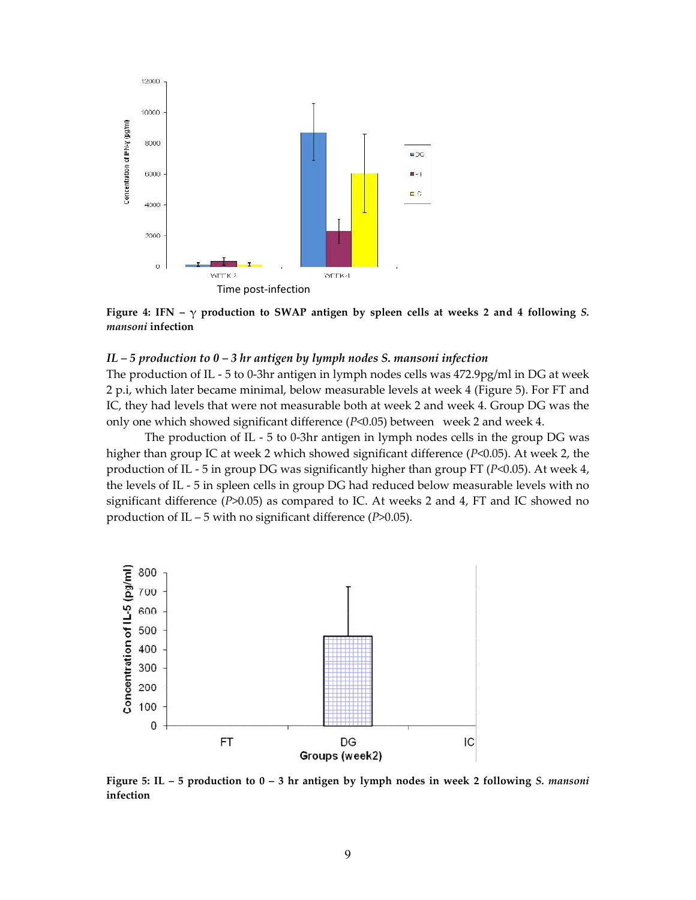**Figure 4: IFN – γ production to SWAP antigen by spleen cells at weeks 2 and 4 following *S. mansoni* infection**

### *IL – 5 production to 0 – 3 hr antigen by lymph nodes S. mansoni infection*

The production of IL - 5 to 0-3hr antigen in lymph nodes cells was 472.9pg/ml in DG at week 2 p.i, which later became minimal, below measurable levels at week 4 (Figure 5). For FT and IC, they had levels that were not measurable both at week 2 and week 4. Group DG was the only one which showed significant difference ($P$<0.05) between week 2 and week 4.

The production of IL - 5 to 0-3hr antigen in lymph nodes cells in the group DG was higher than group IC at week 2 which showed significant difference ($P$<0.05). At week 2, the production of IL - 5 in group DG was significantly higher than group FT ($P$<0.05). At week 4, the levels of IL - 5 in spleen cells in group DG had reduced below measurable levels with no significant difference ($P$>0.05) as compared to IC. At weeks 2 and 4, FT and IC showed no production of IL – 5 with no significant difference ($P$>0.05).

**Figure 5: IL – 5 production to 0 – 3 hr antigen by lymph nodes in week 2 following *S. mansoni* infection**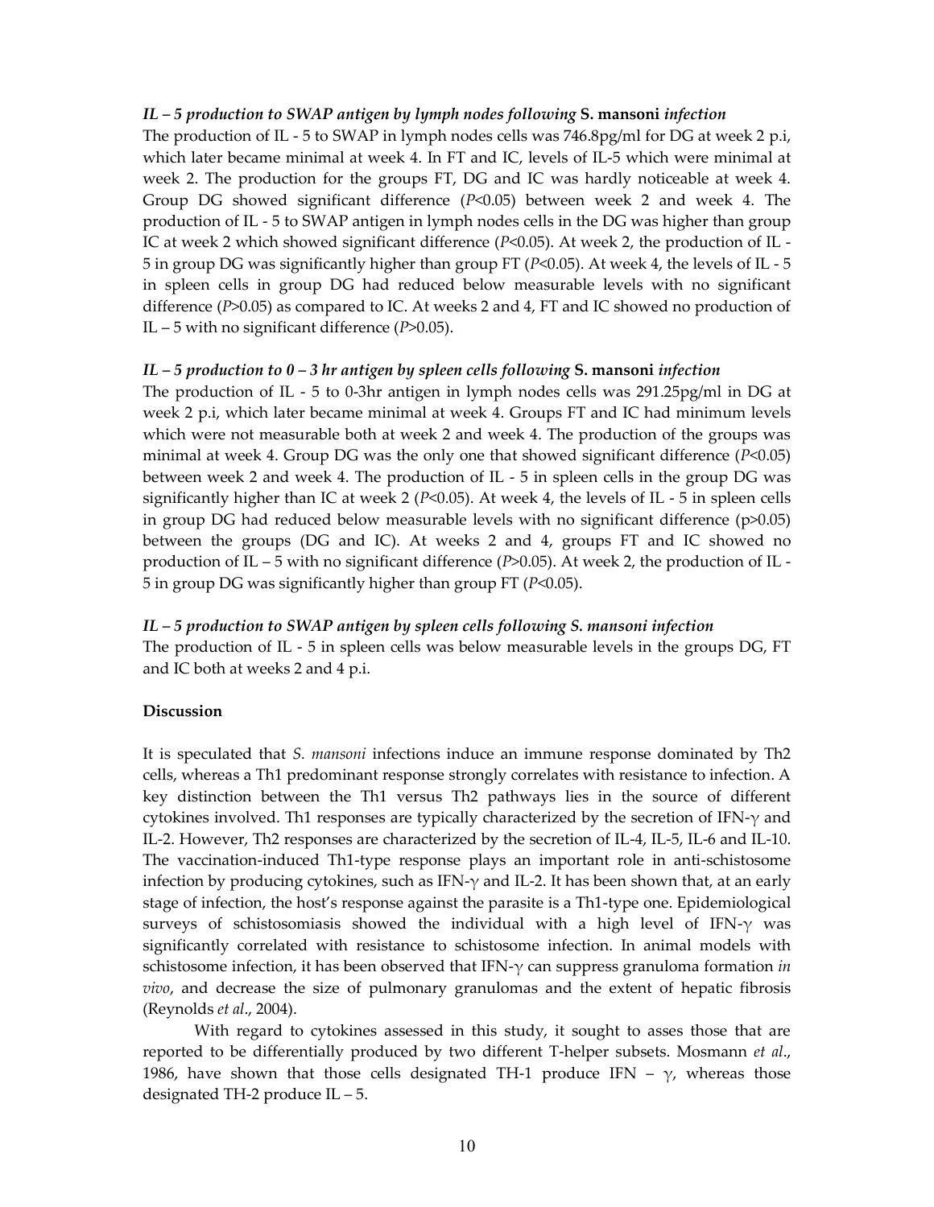### *IL – 5 production to SWAP antigen by lymph nodes following* **S. mansoni** *infection*

The production of IL - 5 to SWAP in lymph nodes cells was 746.8pg/ml for DG at week 2 p.i, which later became minimal at week 4. In FT and IC, levels of IL-5 which were minimal at week 2. The production for the groups FT, DG and IC was hardly noticeable at week 4. Group DG showed significant difference ($P<0.05$) between week 2 and week 4. The production of IL - 5 to SWAP antigen in lymph nodes cells in the DG was higher than group IC at week 2 which showed significant difference ($P<0.05$). At week 2, the production of IL - 5 in group DG was significantly higher than group FT ($P<0.05$). At week 4, the levels of IL - 5 in spleen cells in group DG had reduced below measurable levels with no significant difference ($P>0.05$) as compared to IC. At weeks 2 and 4, FT and IC showed no production of IL – 5 with no significant difference ($P>0.05$).

### *IL – 5 production to 0 – 3 hr antigen by spleen cells following* **S. mansoni** *infection*

The production of IL - 5 to 0-3hr antigen in lymph nodes cells was 291.25pg/ml in DG at week 2 p.i, which later became minimal at week 4. Groups FT and IC had minimum levels which were not measurable both at week 2 and week 4. The production of the groups was minimal at week 4. Group DG was the only one that showed significant difference ($P<0.05$) between week 2 and week 4. The production of IL - 5 in spleen cells in the group DG was significantly higher than IC at week 2 ($P<0.05$). At week 4, the levels of IL - 5 in spleen cells in group DG had reduced below measurable levels with no significant difference ($p>0.05$) between the groups (DG and IC). At weeks 2 and 4, groups FT and IC showed no production of IL – 5 with no significant difference ($P>0.05$). At week 2, the production of IL - 5 in group DG was significantly higher than group FT ($P<0.05$).

### *IL – 5 production to SWAP antigen by spleen cells following S. mansoni infection*

The production of IL - 5 in spleen cells was below measurable levels in the groups DG, FT and IC both at weeks 2 and 4 p.i.

## Discussion

It is speculated that *S. mansoni* infections induce an immune response dominated by Th2 cells, whereas a Th1 predominant response strongly correlates with resistance to infection. A key distinction between the Th1 versus Th2 pathways lies in the source of different cytokines involved. Th1 responses are typically characterized by the secretion of IFN-$\gamma$ and IL-2. However, Th2 responses are characterized by the secretion of IL-4, IL-5, IL-6 and IL-10. The vaccination-induced Th1-type response plays an important role in anti-schistosome infection by producing cytokines, such as IFN-$\gamma$ and IL-2. It has been shown that, at an early stage of infection, the host's response against the parasite is a Th1-type one. Epidemiological surveys of schistosomiasis showed the individual with a high level of IFN-$\gamma$ was significantly correlated with resistance to schistosome infection. In animal models with schistosome infection, it has been observed that IFN-$\gamma$ can suppress granuloma formation *in vivo*, and decrease the size of pulmonary granulomas and the extent of hepatic fibrosis (Reynolds *et al*., 2004).

With regard to cytokines assessed in this study, it sought to asses those that are reported to be differentially produced by two different T-helper subsets. Mosmann *et al*., 1986, have shown that those cells designated TH-1 produce IFN – $\gamma$, whereas those designated TH-2 produce IL – 5.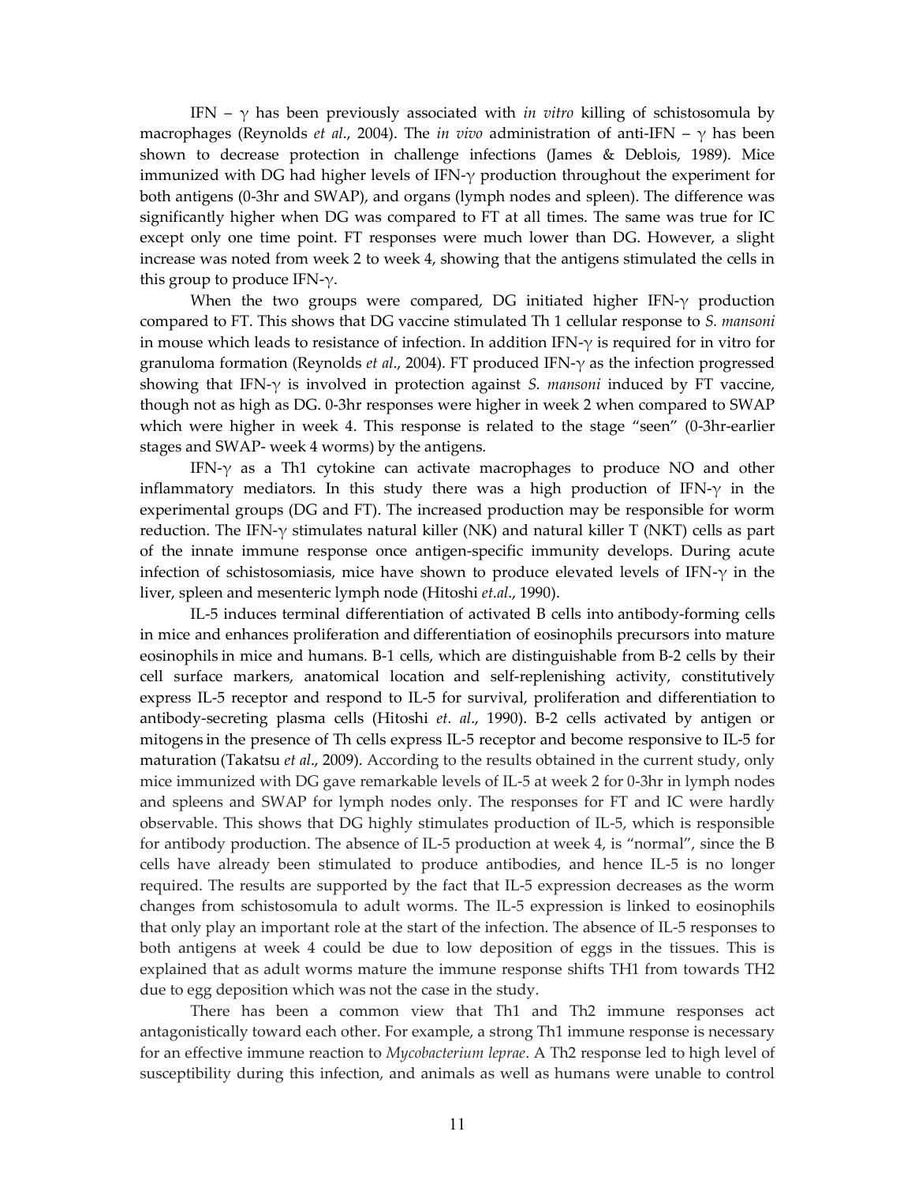IFN – $\gamma$ has been previously associated with *in vitro* killing of schistosomula by macrophages (Reynolds *et al*., 2004). The *in vivo* administration of anti-IFN – $\gamma$ has been shown to decrease protection in challenge infections (James & Deblois, 1989). Mice immunized with DG had higher levels of IFN-$\gamma$ production throughout the experiment for both antigens (0-3hr and SWAP), and organs (lymph nodes and spleen). The difference was significantly higher when DG was compared to FT at all times. The same was true for IC except only one time point. FT responses were much lower than DG. However, a slight increase was noted from week 2 to week 4, showing that the antigens stimulated the cells in this group to produce IFN-$\gamma$.

When the two groups were compared, DG initiated higher IFN-$\gamma$ production compared to FT. This shows that DG vaccine stimulated Th 1 cellular response to *S. mansoni* in mouse which leads to resistance of infection. In addition IFN-$\gamma$ is required for in vitro for granuloma formation (Reynolds *et al*., 2004). FT produced IFN-$\gamma$ as the infection progressed showing that IFN-$\gamma$ is involved in protection against *S. mansoni* induced by FT vaccine, though not as high as DG. 0-3hr responses were higher in week 2 when compared to SWAP which were higher in week 4. This response is related to the stage "seen" (0-3hr-earlier stages and SWAP- week 4 worms) by the antigens.

IFN-$\gamma$ as a Th1 cytokine can activate macrophages to produce NO and other inflammatory mediators. In this study there was a high production of IFN-$\gamma$ in the experimental groups (DG and FT). The increased production may be responsible for worm reduction. The IFN-$\gamma$ stimulates natural killer (NK) and natural killer T (NKT) cells as part of the innate immune response once antigen-specific immunity develops. During acute infection of schistosomiasis, mice have shown to produce elevated levels of IFN-$\gamma$ in the liver, spleen and mesenteric lymph node (Hitoshi *et.al*., 1990).

IL-5 induces terminal differentiation of activated B cells into antibody-forming cells in mice and enhances proliferation and differentiation of eosinophils precursors into mature eosinophils in mice and humans. B-1 cells, which are distinguishable from B-2 cells by their cell surface markers, anatomical location and self-replenishing activity, constitutively express IL-5 receptor and respond to IL-5 for survival, proliferation and differentiation to antibody-secreting plasma cells (Hitoshi *et. al*., 1990). B-2 cells activated by antigen or mitogens in the presence of Th cells express IL-5 receptor and become responsive to IL-5 for maturation (Takatsu *et al*., 2009). According to the results obtained in the current study, only mice immunized with DG gave remarkable levels of IL-5 at week 2 for 0-3hr in lymph nodes and spleens and SWAP for lymph nodes only. The responses for FT and IC were hardly observable. This shows that DG highly stimulates production of IL-5, which is responsible for antibody production. The absence of IL-5 production at week 4, is "normal", since the B cells have already been stimulated to produce antibodies, and hence IL-5 is no longer required. The results are supported by the fact that IL-5 expression decreases as the worm changes from schistosomula to adult worms. The IL-5 expression is linked to eosinophils that only play an important role at the start of the infection. The absence of IL-5 responses to both antigens at week 4 could be due to low deposition of eggs in the tissues. This is explained that as adult worms mature the immune response shifts TH1 from towards TH2 due to egg deposition which was not the case in the study.

There has been a common view that Th1 and Th2 immune responses act antagonistically toward each other. For example, a strong Th1 immune response is necessary for an effective immune reaction to *Mycobacterium leprae*. A Th2 response led to high level of susceptibility during this infection, and animals as well as humans were unable to control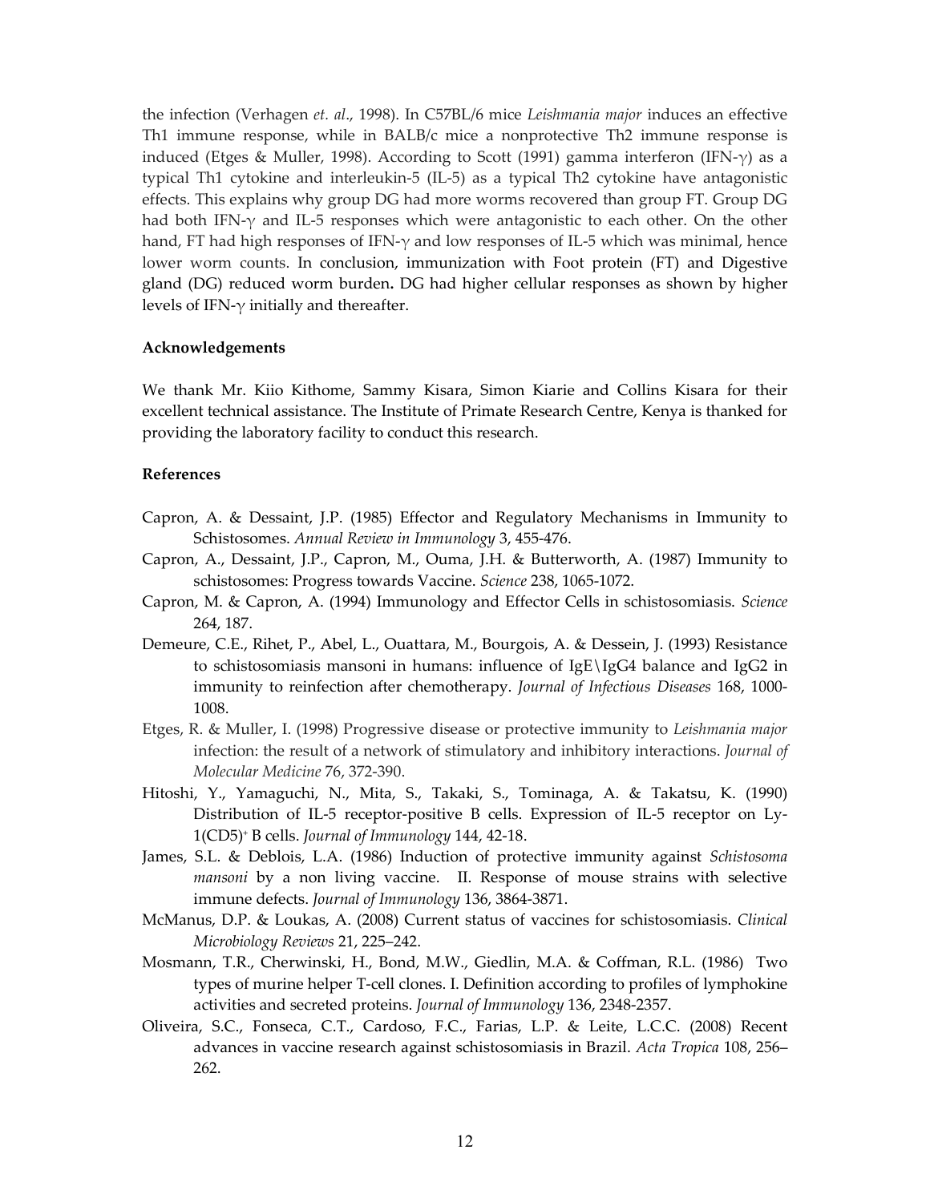the infection (Verhagen *et. al*., 1998). In C57BL/6 mice *Leishmania major* induces an effective Th1 immune response, while in BALB/c mice a nonprotective Th2 immune response is induced (Etges & Muller, 1998). According to Scott (1991) gamma interferon (IFN-$\gamma$) as a typical Th1 cytokine and interleukin-5 (IL-5) as a typical Th2 cytokine have antagonistic effects. This explains why group DG had more worms recovered than group FT. Group DG had both IFN-$\gamma$ and IL-5 responses which were antagonistic to each other. On the other hand, FT had high responses of IFN-$\gamma$ and low responses of IL-5 which was minimal, hence lower worm counts. In conclusion, immunization with Foot protein (FT) and Digestive gland (DG) reduced worm burden**.** DG had higher cellular responses as shown by higher levels of IFN-$\gamma$ initially and thereafter.

## Acknowledgements

We thank Mr. Kiio Kithome, Sammy Kisara, Simon Kiarie and Collins Kisara for their excellent technical assistance. The Institute of Primate Research Centre, Kenya is thanked for providing the laboratory facility to conduct this research.

## References

Capron, A. & Dessaint, J.P. (1985) Effector and Regulatory Mechanisms in Immunity to Schistosomes. *Annual Review in Immunology* 3, 455-476.

Capron, A., Dessaint, J.P., Capron, M., Ouma, J.H. & Butterworth, A. (1987) Immunity to schistosomes: Progress towards Vaccine. *Science* 238, 1065-1072.

Capron, M. & Capron, A. (1994) Immunology and Effector Cells in schistosomiasis. *Science* 264, 187.

Demeure, C.E., Rihet, P., Abel, L., Ouattara, M., Bourgois, A. & Dessein, J. (1993) Resistance to schistosomiasis mansoni in humans: influence of IgE\IgG4 balance and IgG2 in immunity to reinfection after chemotherapy. *Journal of Infectious Diseases* 168, 1000-1008.

Etges, R. & Muller, I. (1998) Progressive disease or protective immunity to *Leishmania major* infection: the result of a network of stimulatory and inhibitory interactions. *Journal of Molecular Medicine* 76, 372-390.

Hitoshi, Y., Yamaguchi, N., Mita, S., Takaki, S., Tominaga, A. & Takatsu, K. (1990) Distribution of IL-5 receptor-positive B cells. Expression of IL-5 receptor on Ly-1(CD5)[+] B cells. *Journal of Immunology* 144, 42-18.

James, S.L. & Deblois, L.A. (1986) Induction of protective immunity against *Schistosoma mansoni* by a non living vaccine. II. Response of mouse strains with selective immune defects. *Journal of Immunology* 136, 3864-3871.

McManus, D.P. & Loukas, A. (2008) Current status of vaccines for schistosomiasis. *Clinical Microbiology Reviews* 21, 225–242.

Mosmann, T.R., Cherwinski, H., Bond, M.W., Giedlin, M.A. & Coffman, R.L. (1986) Two types of murine helper T-cell clones. I. Definition according to profiles of lymphokine activities and secreted proteins. *Journal of Immunology* 136, 2348-2357.

Oliveira, S.C., Fonseca, C.T., Cardoso, F.C., Farias, L.P. & Leite, L.C.C. (2008) Recent advances in vaccine research against schistosomiasis in Brazil. *Acta Tropica* 108, 256–262.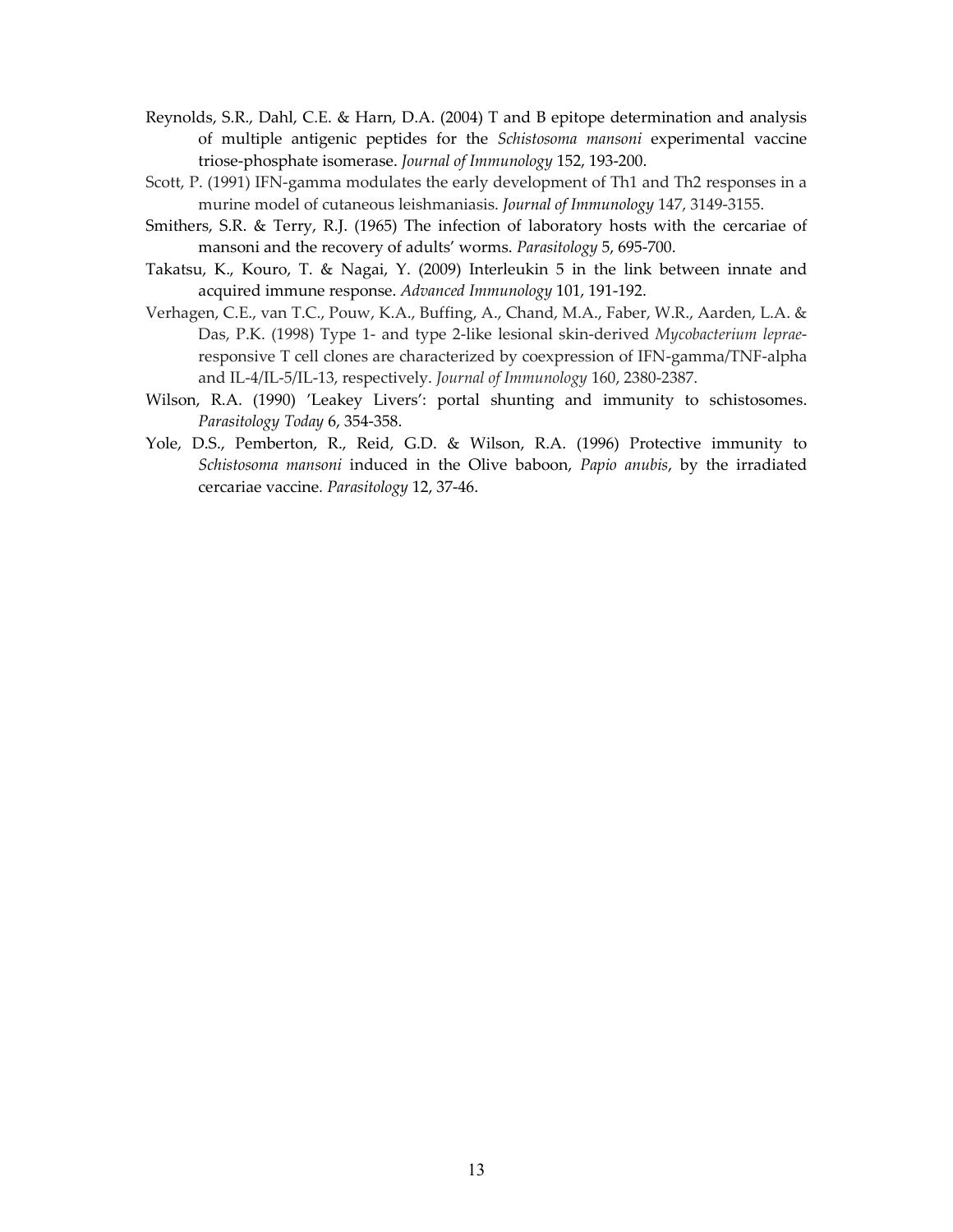Reynolds, S.R., Dahl, C.E. & Harn, D.A. (2004) T and B epitope determination and analysis of multiple antigenic peptides for the *Schistosoma mansoni* experimental vaccine triose-phosphate isomerase. *Journal of Immunology* 152, 193-200.

Scott, P. (1991) IFN-gamma modulates the early development of Th1 and Th2 responses in a murine model of cutaneous leishmaniasis. *Journal of Immunology* 147, 3149-3155.

Smithers, S.R. & Terry, R.J. (1965) The infection of laboratory hosts with the cercariae of mansoni and the recovery of adults' worms. *Parasitology* 5, 695-700.

Takatsu, K., Kouro, T. & Nagai, Y. (2009) Interleukin 5 in the link between innate and acquired immune response. *Advanced Immunology* 101, 191-192.

Verhagen, C.E., van T.C., Pouw, K.A., Buffing, A., Chand, M.A., Faber, W.R., Aarden, L.A. & Das, P.K. (1998) Type 1- and type 2-like lesional skin-derived *Mycobacterium leprae*-responsive T cell clones are characterized by coexpression of IFN-gamma/TNF-alpha and IL-4/IL-5/IL-13, respectively. *Journal of Immunology* 160, 2380-2387.

Wilson, R.A. (1990) 'Leakey Livers': portal shunting and immunity to schistosomes. *Parasitology Today* 6, 354-358.

Yole, D.S., Pemberton, R., Reid, G.D. & Wilson, R.A. (1996) Protective immunity to *Schistosoma mansoni* induced in the Olive baboon, *Papio anubis*, by the irradiated cercariae vaccine. *Parasitology* 12, 37-46.